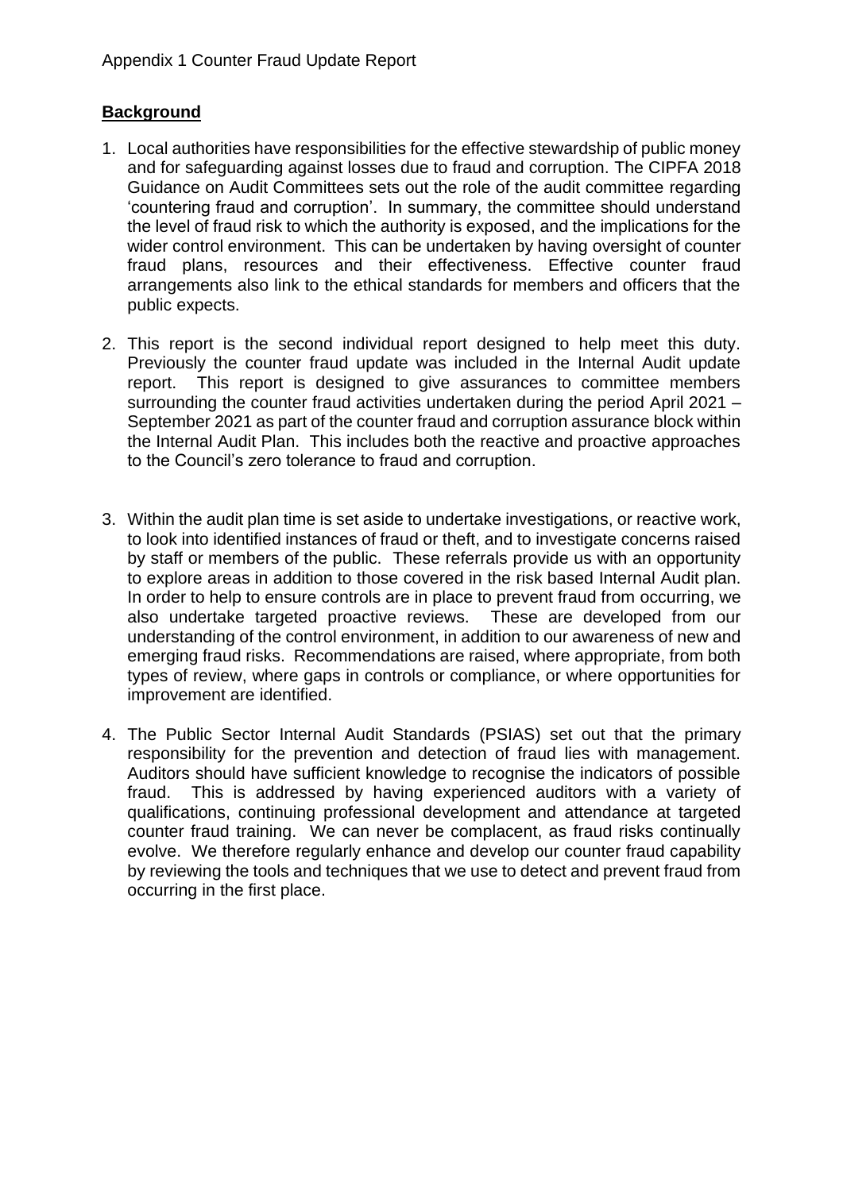Appendix 1 Counter Fraud Update Report

## **Background**

1. Local authorities have responsibilities for the effective stewardship of public money and for safeguarding against losses due to fraud and corruption. The CIPFA 2018 Guidance on Audit Committees sets out the role of the audit committee regarding 'countering fraud and corruption'. In summary, the committee should understand the level of fraud risk to which the authority is exposed, and the implications for the wider control environment. This can be undertaken by having oversight of counter fraud plans, resources and their effectiveness. Effective counter fraud arrangements also link to the ethical standards for members and officers that the public expects.

2. This report is the second individual report designed to help meet this duty. Previously the counter fraud update was included in the Internal Audit update report. This report is designed to give assurances to committee members surrounding the counter fraud activities undertaken during the period April 2021 – September 2021 as part of the counter fraud and corruption assurance block within the Internal Audit Plan. This includes both the reactive and proactive approaches to the Council's zero tolerance to fraud and corruption.

3. Within the audit plan time is set aside to undertake investigations, or reactive work, to look into identified instances of fraud or theft, and to investigate concerns raised by staff or members of the public. These referrals provide us with an opportunity to explore areas in addition to those covered in the risk based Internal Audit plan. In order to help to ensure controls are in place to prevent fraud from occurring, we also undertake targeted proactive reviews. These are developed from our understanding of the control environment, in addition to our awareness of new and emerging fraud risks. Recommendations are raised, where appropriate, from both types of review, where gaps in controls or compliance, or where opportunities for improvement are identified.

4. The Public Sector Internal Audit Standards (PSIAS) set out that the primary responsibility for the prevention and detection of fraud lies with management. Auditors should have sufficient knowledge to recognise the indicators of possible fraud. This is addressed by having experienced auditors with a variety of qualifications, continuing professional development and attendance at targeted counter fraud training. We can never be complacent, as fraud risks continually evolve. We therefore regularly enhance and develop our counter fraud capability by reviewing the tools and techniques that we use to detect and prevent fraud from occurring in the first place.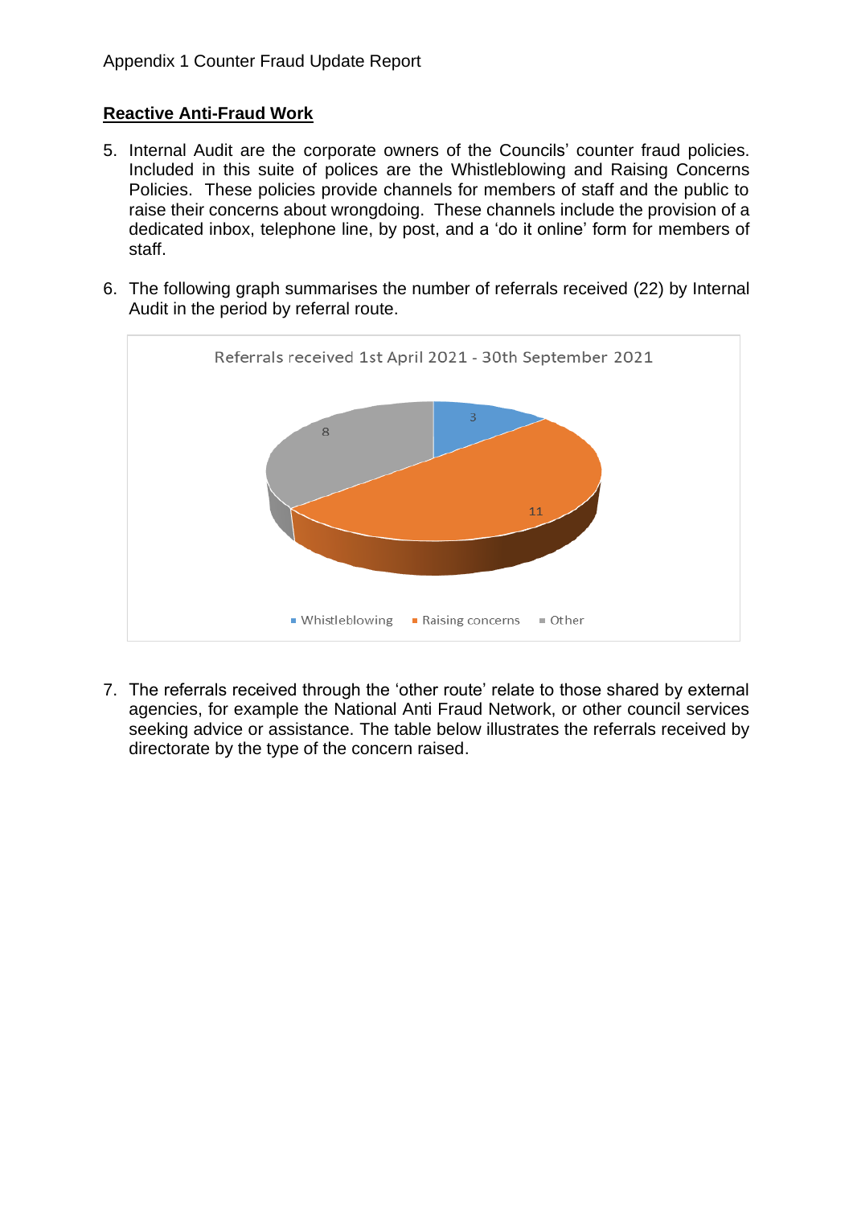## Reactive Anti-Fraud Work

5. Internal Audit are the corporate owners of the Councils' counter fraud policies. Included in this suite of polices are the Whistleblowing and Raising Concerns Policies. These policies provide channels for members of staff and the public to raise their concerns about wrongdoing. These channels include the provision of a dedicated inbox, telephone line, by post, and a 'do it online' form for members of staff.

6. The following graph summarises the number of referrals received (22) by Internal Audit in the period by referral route.

Referrals received 1st April 2021 - 30th September 2021

| Referral route | Number |
|---|---|
| Whistleblowing | 3 |
| Raising concerns | 11 |
| Other | 8 |

7. The referrals received through the 'other route' relate to those shared by external agencies, for example the National Anti Fraud Network, or other council services seeking advice or assistance. The table below illustrates the referrals received by directorate by the type of the concern raised.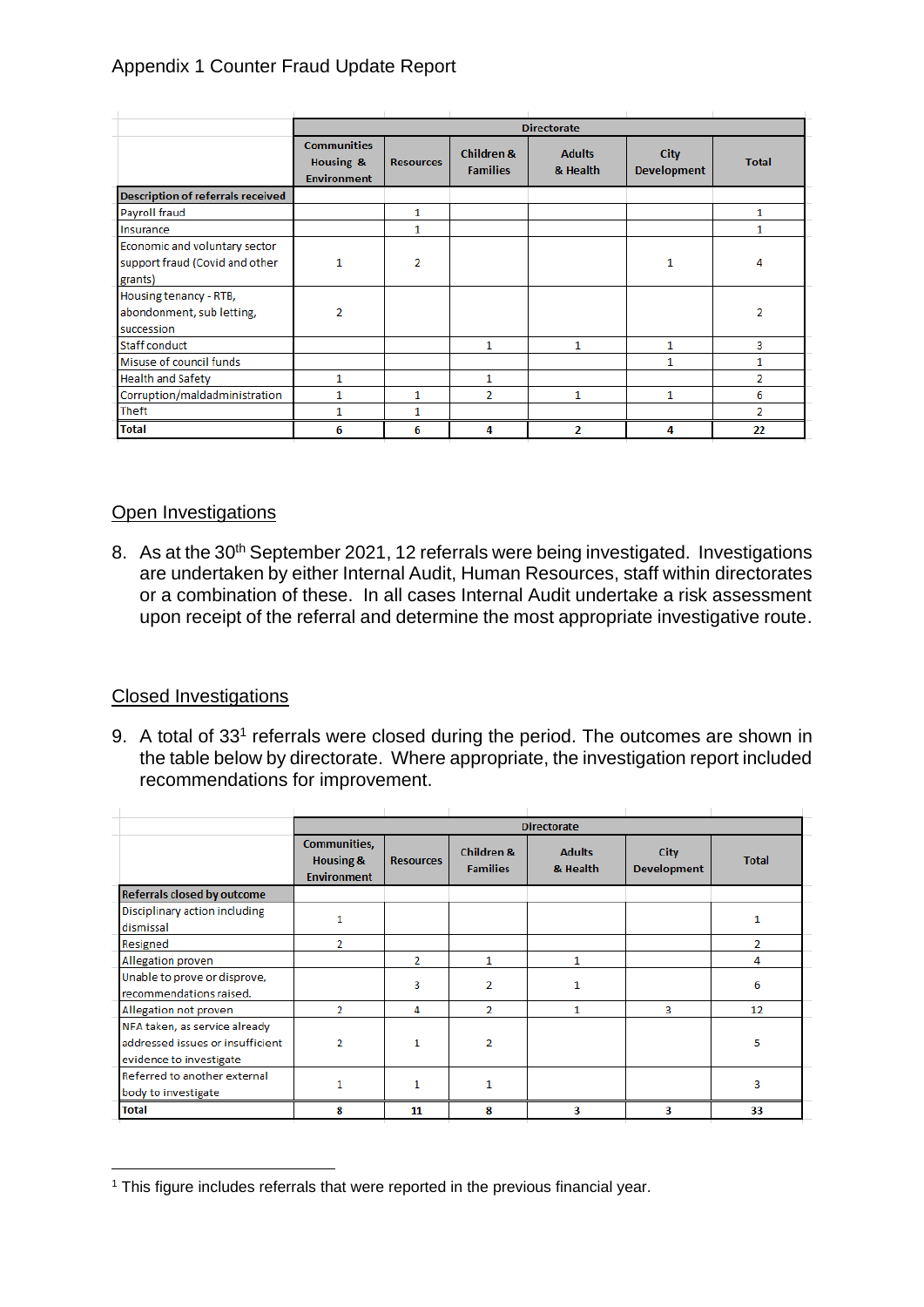Appendix 1 Counter Fraud Update Report

| | Directorate | | | | | |
|---|---|---|---|---|---|---|
| | Communities Housing & Environment | Resources | Children & Families | Adults & Health | City Development | Total |
| **Description of referrals received** | | | | | | |
| Payroll fraud | | 1 | | | | 1 |
| Insurance | | 1 | | | | 1 |
| Economic and voluntary sector support fraud (Covid and other grants) | 1 | 2 | | | 1 | 4 |
| Housing tenancy - RTB, abondonment, sub letting, succession | 2 | | | | | 2 |
| Staff conduct | | | 1 | 1 | 1 | 3 |
| Misuse of council funds | | | | | 1 | 1 |
| Health and Safety | 1 | | 1 | | | 2 |
| Corruption/maldadministration | 1 | 1 | 2 | 1 | 1 | 6 |
| Theft | 1 | 1 | | | | 2 |
| **Total** | **6** | **6** | **4** | **2** | **4** | **22** |

## Open Investigations

8. As at the 30th September 2021, 12 referrals were being investigated. Investigations are undertaken by either Internal Audit, Human Resources, staff within directorates or a combination of these. In all cases Internal Audit undertake a risk assessment upon receipt of the referral and determine the most appropriate investigative route.

## Closed Investigations

9. A total of 33[1] referrals were closed during the period. The outcomes are shown in the table below by directorate. Where appropriate, the investigation report included recommendations for improvement.

| | Directorate | | | | | |
|---|---|---|---|---|---|---|
| | Communities, Housing & Environment | Resources | Children & Families | Adults & Health | City Development | Total |
| **Referrals closed by outcome** | | | | | | |
| Disciplinary action including dismissal | 1 | | | | | 1 |
| Resigned | 2 | | | | | 2 |
| Allegation proven | | 2 | 1 | 1 | | 4 |
| Unable to prove or disprove, recommendations raised. | | 3 | 2 | 1 | | 6 |
| Allegation not proven | 2 | 4 | 2 | 1 | 3 | 12 |
| NFA taken, as service already addressed issues or insufficient evidence to investigate | 2 | 1 | 2 | | | 5 |
| Referred to another external body to investigate | 1 | 1 | 1 | | | 3 |
| **Total** | **8** | **11** | **8** | **3** | **3** | **33** |

[1] This figure includes referrals that were reported in the previous financial year.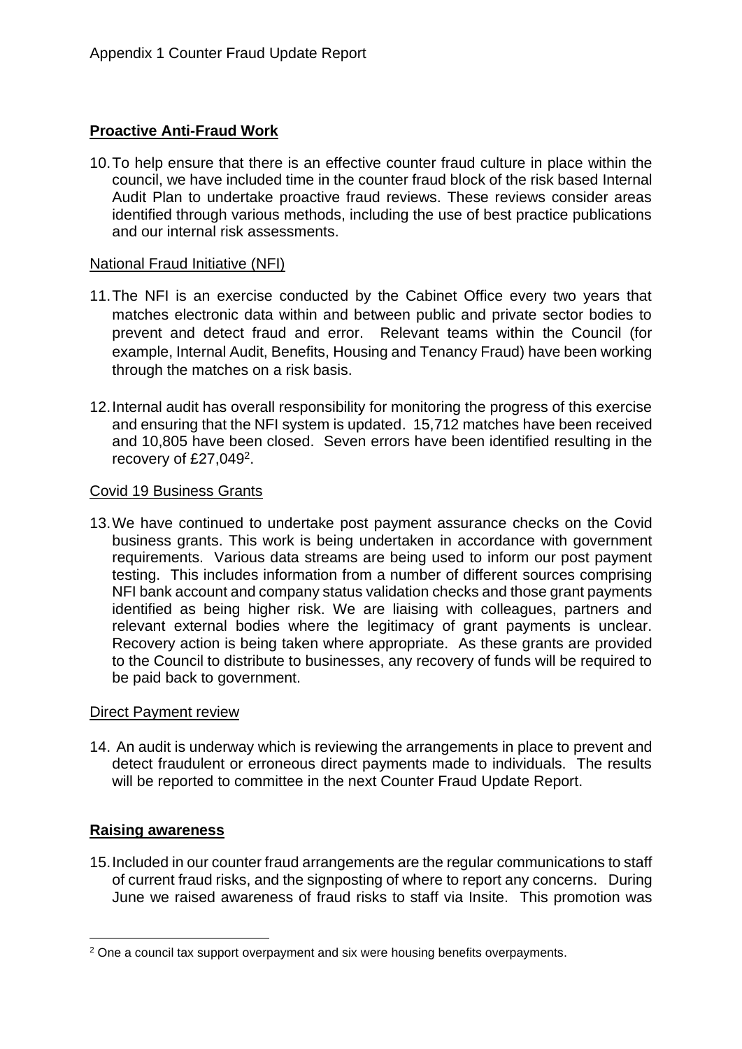## Proactive Anti-Fraud Work

10. To help ensure that there is an effective counter fraud culture in place within the council, we have included time in the counter fraud block of the risk based Internal Audit Plan to undertake proactive fraud reviews. These reviews consider areas identified through various methods, including the use of best practice publications and our internal risk assessments.

### National Fraud Initiative (NFI)

11. The NFI is an exercise conducted by the Cabinet Office every two years that matches electronic data within and between public and private sector bodies to prevent and detect fraud and error. Relevant teams within the Council (for example, Internal Audit, Benefits, Housing and Tenancy Fraud) have been working through the matches on a risk basis.

12. Internal audit has overall responsibility for monitoring the progress of this exercise and ensuring that the NFI system is updated. 15,712 matches have been received and 10,805 have been closed. Seven errors have been identified resulting in the recovery of £27,049[2].

### Covid 19 Business Grants

13. We have continued to undertake post payment assurance checks on the Covid business grants. This work is being undertaken in accordance with government requirements. Various data streams are being used to inform our post payment testing. This includes information from a number of different sources comprising NFI bank account and company status validation checks and those grant payments identified as being higher risk. We are liaising with colleagues, partners and relevant external bodies where the legitimacy of grant payments is unclear. Recovery action is being taken where appropriate. As these grants are provided to the Council to distribute to businesses, any recovery of funds will be required to be paid back to government.

### Direct Payment review

14. An audit is underway which is reviewing the arrangements in place to prevent and detect fraudulent or erroneous direct payments made to individuals. The results will be reported to committee in the next Counter Fraud Update Report.

## Raising awareness

15. Included in our counter fraud arrangements are the regular communications to staff of current fraud risks, and the signposting of where to report any concerns. During June we raised awareness of fraud risks to staff via Insite. This promotion was

---

[2] One a council tax support overpayment and six were housing benefits overpayments.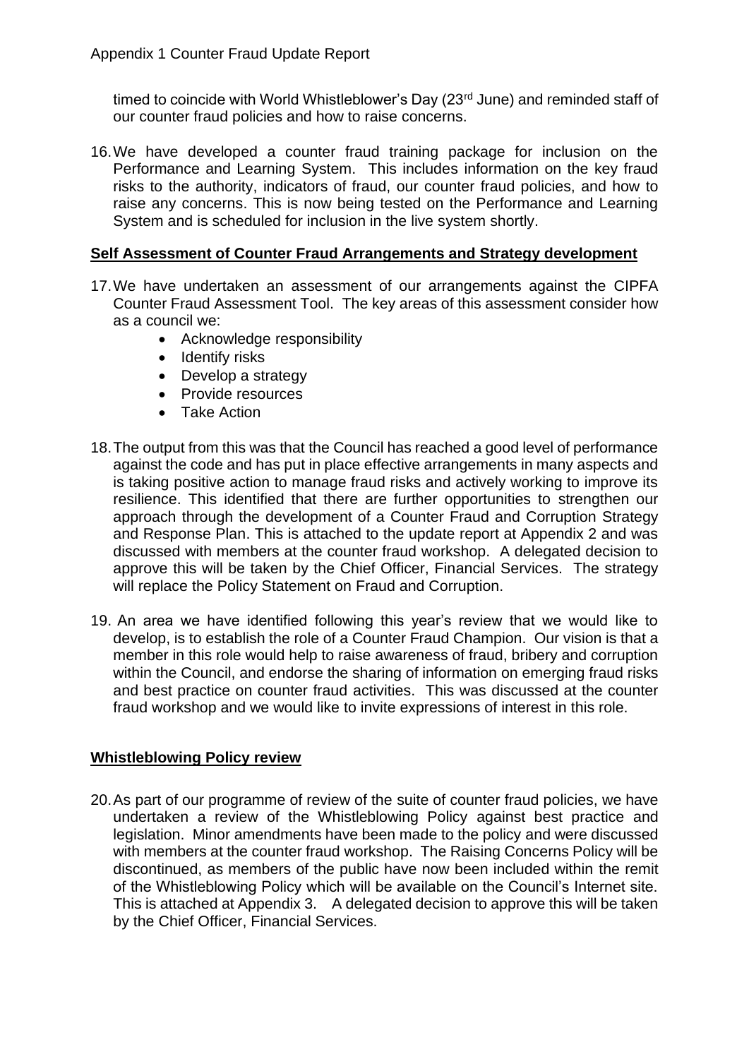timed to coincide with World Whistleblower's Day (23rd June) and reminded staff of our counter fraud policies and how to raise concerns.

16. We have developed a counter fraud training package for inclusion on the Performance and Learning System. This includes information on the key fraud risks to the authority, indicators of fraud, our counter fraud policies, and how to raise any concerns. This is now being tested on the Performance and Learning System and is scheduled for inclusion in the live system shortly.

**Self Assessment of Counter Fraud Arrangements and Strategy development**

17. We have undertaken an assessment of our arrangements against the CIPFA Counter Fraud Assessment Tool. The key areas of this assessment consider how as a council we:
    - Acknowledge responsibility
    - Identify risks
    - Develop a strategy
    - Provide resources
    - Take Action

18. The output from this was that the Council has reached a good level of performance against the code and has put in place effective arrangements in many aspects and is taking positive action to manage fraud risks and actively working to improve its resilience. This identified that there are further opportunities to strengthen our approach through the development of a Counter Fraud and Corruption Strategy and Response Plan. This is attached to the update report at Appendix 2 and was discussed with members at the counter fraud workshop. A delegated decision to approve this will be taken by the Chief Officer, Financial Services. The strategy will replace the Policy Statement on Fraud and Corruption.

19. An area we have identified following this year's review that we would like to develop, is to establish the role of a Counter Fraud Champion. Our vision is that a member in this role would help to raise awareness of fraud, bribery and corruption within the Council, and endorse the sharing of information on emerging fraud risks and best practice on counter fraud activities. This was discussed at the counter fraud workshop and we would like to invite expressions of interest in this role.

**Whistleblowing Policy review**

20. As part of our programme of review of the suite of counter fraud policies, we have undertaken a review of the Whistleblowing Policy against best practice and legislation. Minor amendments have been made to the policy and were discussed with members at the counter fraud workshop. The Raising Concerns Policy will be discontinued, as members of the public have now been included within the remit of the Whistleblowing Policy which will be available on the Council's Internet site. This is attached at Appendix 3. A delegated decision to approve this will be taken by the Chief Officer, Financial Services.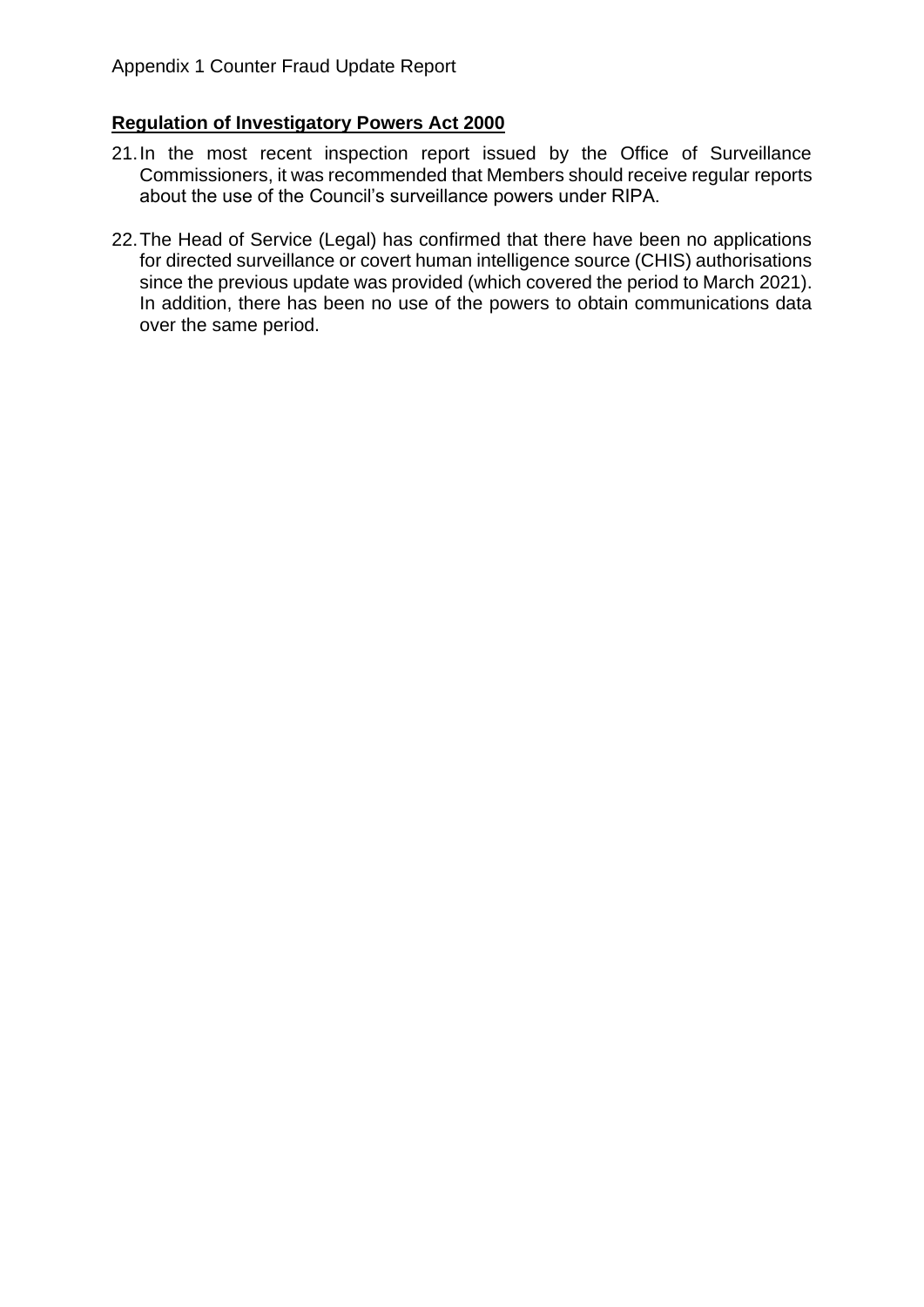**Regulation of Investigatory Powers Act 2000**

21. In the most recent inspection report issued by the Office of Surveillance Commissioners, it was recommended that Members should receive regular reports about the use of the Council's surveillance powers under RIPA.

22. The Head of Service (Legal) has confirmed that there have been no applications for directed surveillance or covert human intelligence source (CHIS) authorisations since the previous update was provided (which covered the period to March 2021). In addition, there has been no use of the powers to obtain communications data over the same period.